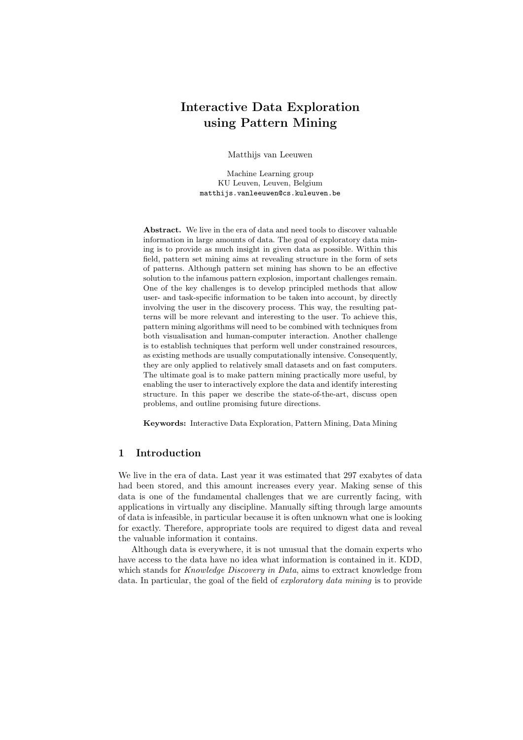# Interactive Data Exploration using Pattern Mining

Matthijs van Leeuwen

Machine Learning group  
KU Leuven, Leuven, Belgium  
matthijs.vanleeuwen@cs.kuleuven.be

**Abstract.** We live in the era of data and need tools to discover valuable information in large amounts of data. The goal of exploratory data mining is to provide as much insight in given data as possible. Within this field, pattern set mining aims at revealing structure in the form of sets of patterns. Although pattern set mining has shown to be an effective solution to the infamous pattern explosion, important challenges remain. One of the key challenges is to develop principled methods that allow user- and task-specific information to be taken into account, by directly involving the user in the discovery process. This way, the resulting patterns will be more relevant and interesting to the user. To achieve this, pattern mining algorithms will need to be combined with techniques from both visualisation and human-computer interaction. Another challenge is to establish techniques that perform well under constrained resources, as existing methods are usually computationally intensive. Consequently, they are only applied to relatively small datasets and on fast computers. The ultimate goal is to make pattern mining practically more useful, by enabling the user to interactively explore the data and identify interesting structure. In this paper we describe the state-of-the-art, discuss open problems, and outline promising future directions.

**Keywords:** Interactive Data Exploration, Pattern Mining, Data Mining

## 1 Introduction

We live in the era of data. Last year it was estimated that 297 exabytes of data had been stored, and this amount increases every year. Making sense of this data is one of the fundamental challenges that we are currently facing, with applications in virtually any discipline. Manually sifting through large amounts of data is infeasible, in particular because it is often unknown what one is looking for exactly. Therefore, appropriate tools are required to digest data and reveal the valuable information it contains.

Although data is everywhere, it is not unusual that the domain experts who have access to the data have no idea what information is contained in it. KDD, which stands for *Knowledge Discovery in Data*, aims to extract knowledge from data. In particular, the goal of the field of *exploratory data mining* is to provide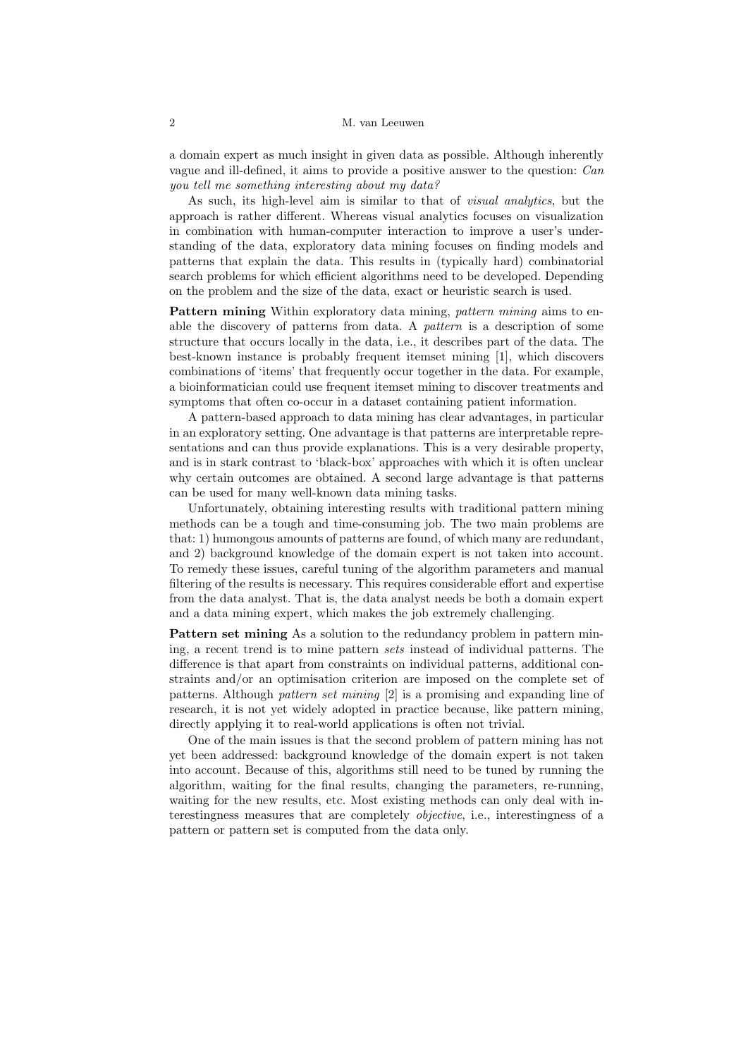a domain expert as much insight in given data as possible. Although inherently vague and ill-defined, it aims to provide a positive answer to the question: *Can you tell me something interesting about my data?*

As such, its high-level aim is similar to that of *visual analytics*, but the approach is rather different. Whereas visual analytics focuses on visualization in combination with human-computer interaction to improve a user's understanding of the data, exploratory data mining focuses on finding models and patterns that explain the data. This results in (typically hard) combinatorial search problems for which efficient algorithms need to be developed. Depending on the problem and the size of the data, exact or heuristic search is used.

**Pattern mining** Within exploratory data mining, *pattern mining* aims to enable the discovery of patterns from data. A *pattern* is a description of some structure that occurs locally in the data, i.e., it describes part of the data. The best-known instance is probably frequent itemset mining [1], which discovers combinations of 'items' that frequently occur together in the data. For example, a bioinformatician could use frequent itemset mining to discover treatments and symptoms that often co-occur in a dataset containing patient information.

A pattern-based approach to data mining has clear advantages, in particular in an exploratory setting. One advantage is that patterns are interpretable representations and can thus provide explanations. This is a very desirable property, and is in stark contrast to 'black-box' approaches with which it is often unclear why certain outcomes are obtained. A second large advantage is that patterns can be used for many well-known data mining tasks.

Unfortunately, obtaining interesting results with traditional pattern mining methods can be a tough and time-consuming job. The two main problems are that: 1) humongous amounts of patterns are found, of which many are redundant, and 2) background knowledge of the domain expert is not taken into account. To remedy these issues, careful tuning of the algorithm parameters and manual filtering of the results is necessary. This requires considerable effort and expertise from the data analyst. That is, the data analyst needs be both a domain expert and a data mining expert, which makes the job extremely challenging.

**Pattern set mining** As a solution to the redundancy problem in pattern mining, a recent trend is to mine pattern *sets* instead of individual patterns. The difference is that apart from constraints on individual patterns, additional constraints and/or an optimisation criterion are imposed on the complete set of patterns. Although *pattern set mining* [2] is a promising and expanding line of research, it is not yet widely adopted in practice because, like pattern mining, directly applying it to real-world applications is often not trivial.

One of the main issues is that the second problem of pattern mining has not yet been addressed: background knowledge of the domain expert is not taken into account. Because of this, algorithms still need to be tuned by running the algorithm, waiting for the final results, changing the parameters, re-running, waiting for the new results, etc. Most existing methods can only deal with interestingness measures that are completely *objective*, i.e., interestingness of a pattern or pattern set is computed from the data only.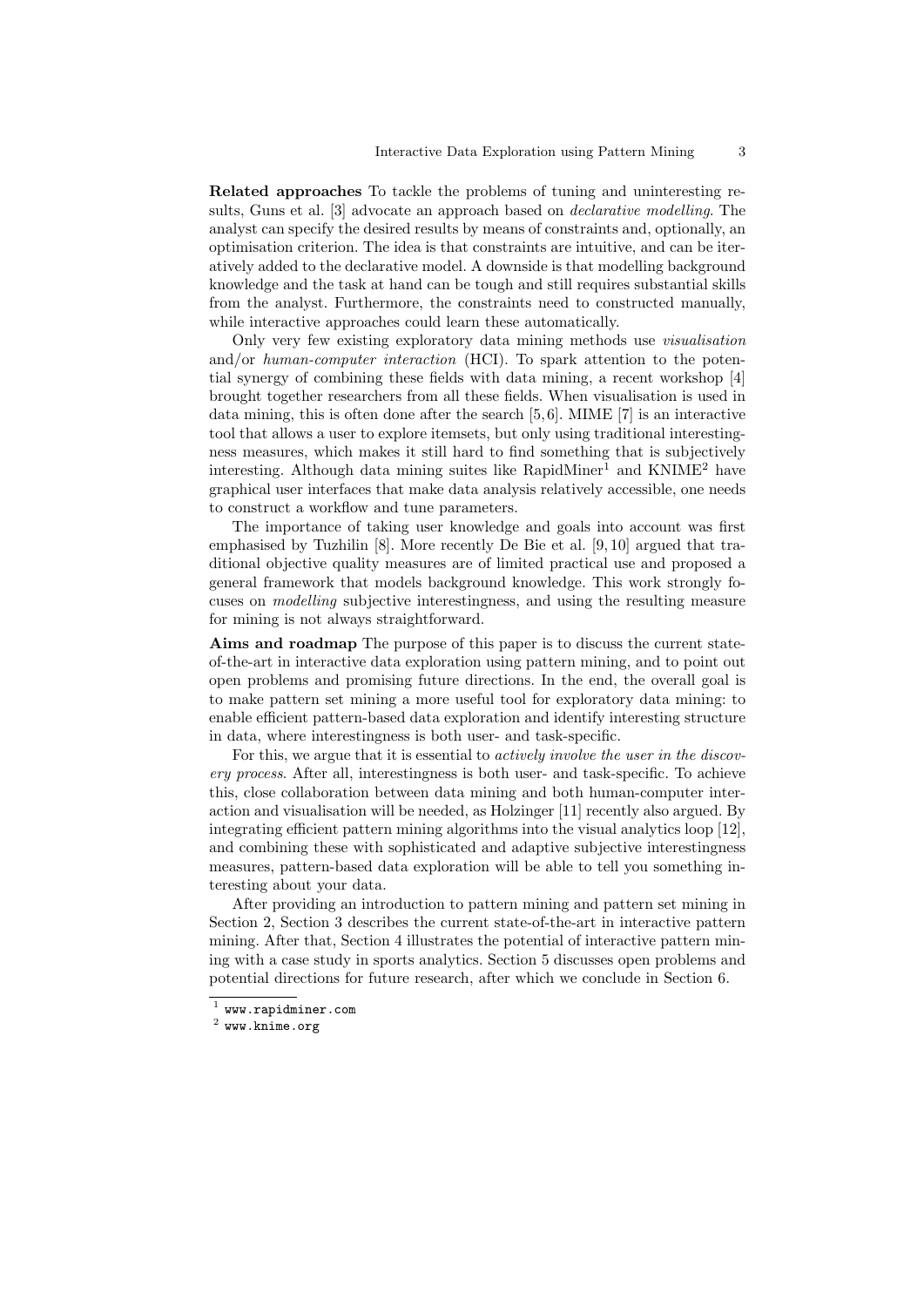**Related approaches** To tackle the problems of tuning and uninteresting results, Guns et al. [3] advocate an approach based on *declarative modelling*. The analyst can specify the desired results by means of constraints and, optionally, an optimisation criterion. The idea is that constraints are intuitive, and can be iteratively added to the declarative model. A downside is that modelling background knowledge and the task at hand can be tough and still requires substantial skills from the analyst. Furthermore, the constraints need to constructed manually, while interactive approaches could learn these automatically.

Only very few existing exploratory data mining methods use *visualisation* and/or *human-computer interaction* (HCI). To spark attention to the potential synergy of combining these fields with data mining, a recent workshop [4] brought together researchers from all these fields. When visualisation is used in data mining, this is often done after the search [5, 6]. MIME [7] is an interactive tool that allows a user to explore itemsets, but only using traditional interestingness measures, which makes it still hard to find something that is subjectively interesting. Although data mining suites like RapidMiner[1] and KNIME[2] have graphical user interfaces that make data analysis relatively accessible, one needs to construct a workflow and tune parameters.

The importance of taking user knowledge and goals into account was first emphasised by Tuzhilin [8]. More recently De Bie et al. [9, 10] argued that traditional objective quality measures are of limited practical use and proposed a general framework that models background knowledge. This work strongly focuses on *modelling* subjective interestingness, and using the resulting measure for mining is not always straightforward.

**Aims and roadmap** The purpose of this paper is to discuss the current state-of-the-art in interactive data exploration using pattern mining, and to point out open problems and promising future directions. In the end, the overall goal is to make pattern set mining a more useful tool for exploratory data mining: to enable efficient pattern-based data exploration and identify interesting structure in data, where interestingness is both user- and task-specific.

For this, we argue that it is essential to *actively involve the user in the discovery process*. After all, interestingness is both user- and task-specific. To achieve this, close collaboration between data mining and both human-computer interaction and visualisation will be needed, as Holzinger [11] recently also argued. By integrating efficient pattern mining algorithms into the visual analytics loop [12], and combining these with sophisticated and adaptive subjective interestingness measures, pattern-based data exploration will be able to tell you something interesting about your data.

After providing an introduction to pattern mining and pattern set mining in Section 2, Section 3 describes the current state-of-the-art in interactive pattern mining. After that, Section 4 illustrates the potential of interactive pattern mining with a case study in sports analytics. Section 5 discusses open problems and potential directions for future research, after which we conclude in Section 6.

[1] www.rapidminer.com

[2] www.knime.org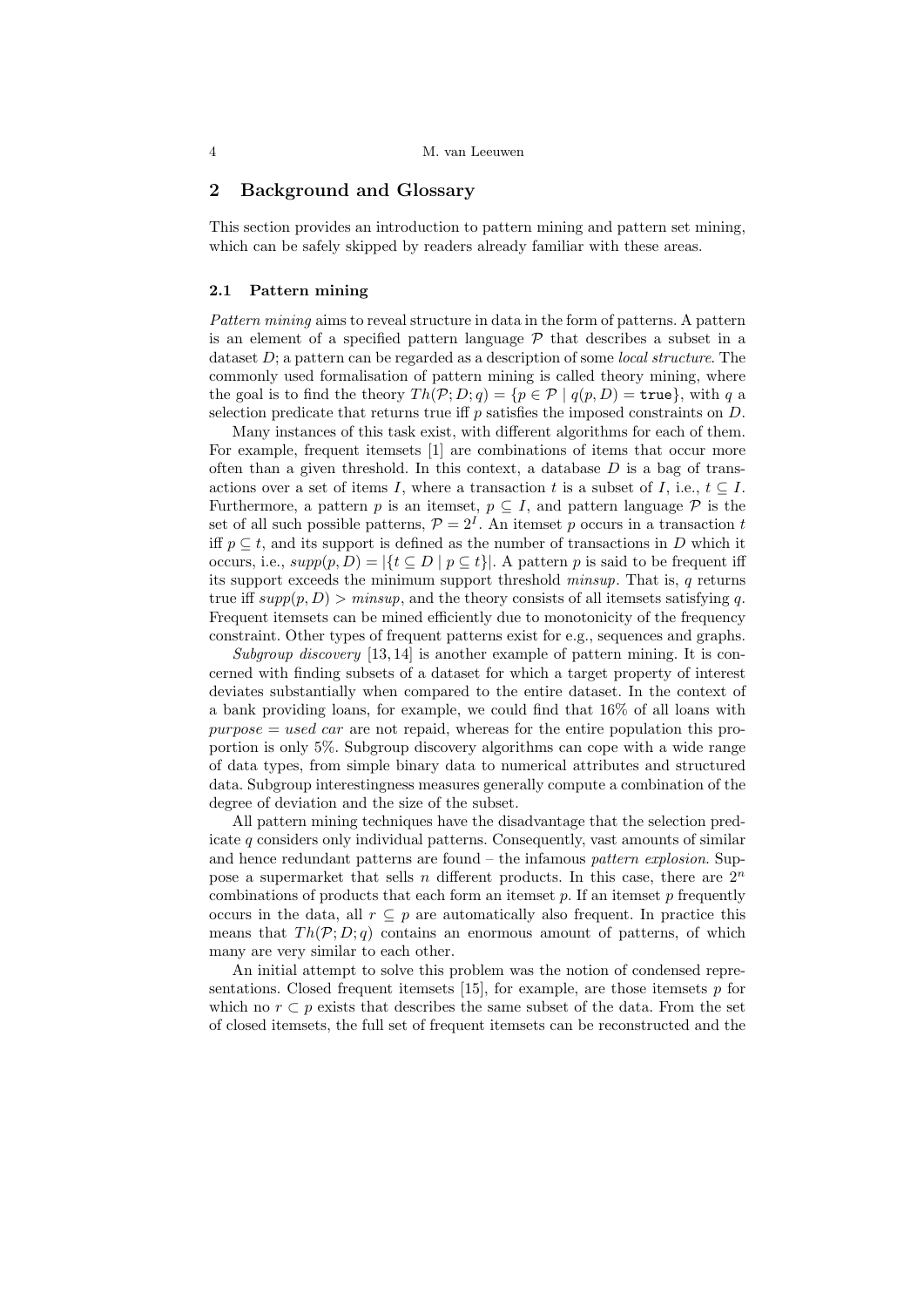## 2 Background and Glossary

This section provides an introduction to pattern mining and pattern set mining, which can be safely skipped by readers already familiar with these areas.

### 2.1 Pattern mining

*Pattern mining* aims to reveal structure in data in the form of patterns. A pattern is an element of a specified pattern language $\mathcal{P}$ that describes a subset in a dataset $D$; a pattern can be regarded as a description of some *local structure*. The commonly used formalisation of pattern mining is called theory mining, where the goal is to find the theory $Th(\mathcal{P}; D; q) = \{p \in \mathcal{P} \mid q(p, D) = \texttt{true}\}$, with $q$ a selection predicate that returns true iff $p$ satisfies the imposed constraints on $D$.

Many instances of this task exist, with different algorithms for each of them. For example, frequent itemsets [1] are combinations of items that occur more often than a given threshold. In this context, a database $D$ is a bag of transactions over a set of items $I$, where a transaction $t$ is a subset of $I$, i.e., $t \subseteq I$. Furthermore, a pattern $p$ is an itemset, $p \subseteq I$, and pattern language $\mathcal{P}$ is the set of all such possible patterns, $\mathcal{P} = 2^I$. An itemset $p$ occurs in a transaction $t$ iff $p \subseteq t$, and its support is defined as the number of transactions in $D$ which it occurs, i.e., $supp(p, D) = |\{t \subseteq D \mid p \subseteq t\}|$. A pattern $p$ is said to be frequent iff its support exceeds the minimum support threshold *minsup*. That is, $q$ returns true iff $supp(p, D) > minsup$, and the theory consists of all itemsets satisfying $q$. Frequent itemsets can be mined efficiently due to monotonicity of the frequency constraint. Other types of frequent patterns exist for e.g., sequences and graphs.

*Subgroup discovery* [13, 14] is another example of pattern mining. It is concerned with finding subsets of a dataset for which a target property of interest deviates substantially when compared to the entire dataset. In the context of a bank providing loans, for example, we could find that 16% of all loans with *purpose = used car* are not repaid, whereas for the entire population this proportion is only 5%. Subgroup discovery algorithms can cope with a wide range of data types, from simple binary data to numerical attributes and structured data. Subgroup interestingness measures generally compute a combination of the degree of deviation and the size of the subset.

All pattern mining techniques have the disadvantage that the selection predicate $q$ considers only individual patterns. Consequently, vast amounts of similar and hence redundant patterns are found – the infamous *pattern explosion*. Suppose a supermarket that sells $n$ different products. In this case, there are $2^n$ combinations of products that each form an itemset $p$. If an itemset $p$ frequently occurs in the data, all $r \subseteq p$ are automatically also frequent. In practice this means that $Th(\mathcal{P}; D; q)$ contains an enormous amount of patterns, of which many are very similar to each other.

An initial attempt to solve this problem was the notion of condensed representations. Closed frequent itemsets [15], for example, are those itemsets $p$ for which no $r \subset p$ exists that describes the same subset of the data. From the set of closed itemsets, the full set of frequent itemsets can be reconstructed and the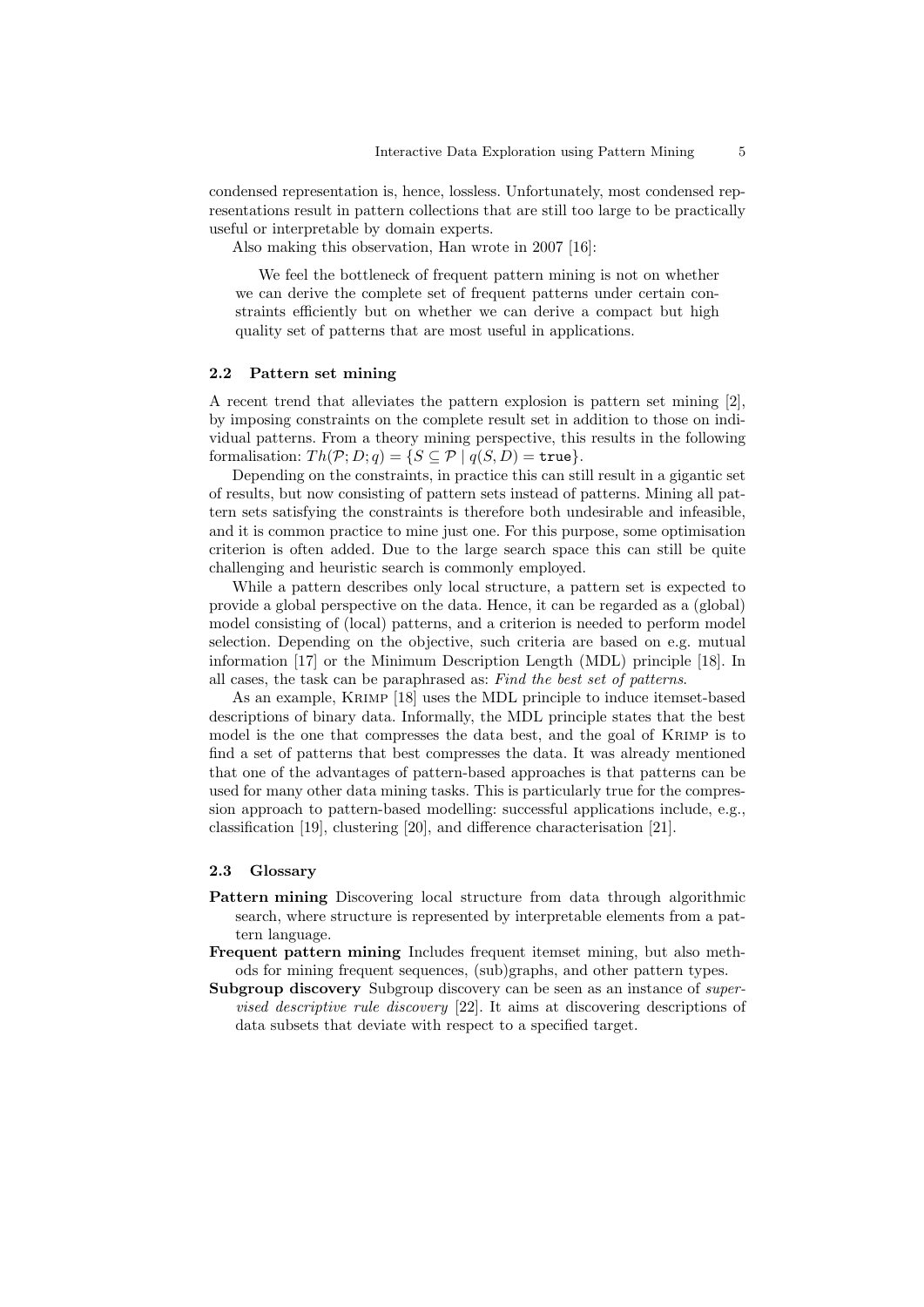condensed representation is, hence, lossless. Unfortunately, most condensed representations result in pattern collections that are still too large to be practically useful or interpretable by domain experts.

Also making this observation, Han wrote in 2007 [16]:

> We feel the bottleneck of frequent pattern mining is not on whether we can derive the complete set of frequent patterns under certain constraints efficiently but on whether we can derive a compact but high quality set of patterns that are most useful in applications.

### 2.2 Pattern set mining

A recent trend that alleviates the pattern explosion is pattern set mining [2], by imposing constraints on the complete result set in addition to those on individual patterns. From a theory mining perspective, this results in the following formalisation: $Th(\mathcal{P}; D; q) = \{S \subseteq \mathcal{P} \mid q(S, D) = \texttt{true}\}$.

Depending on the constraints, in practice this can still result in a gigantic set of results, but now consisting of pattern sets instead of patterns. Mining all pattern sets satisfying the constraints is therefore both undesirable and infeasible, and it is common practice to mine just one. For this purpose, some optimisation criterion is often added. Due to the large search space this can still be quite challenging and heuristic search is commonly employed.

While a pattern describes only local structure, a pattern set is expected to provide a global perspective on the data. Hence, it can be regarded as a (global) model consisting of (local) patterns, and a criterion is needed to perform model selection. Depending on the objective, such criteria are based on e.g. mutual information [17] or the Minimum Description Length (MDL) principle [18]. In all cases, the task can be paraphrased as: *Find the best set of patterns*.

As an example, Krimp [18] uses the MDL principle to induce itemset-based descriptions of binary data. Informally, the MDL principle states that the best model is the one that compresses the data best, and the goal of Krimp is to find a set of patterns that best compresses the data. It was already mentioned that one of the advantages of pattern-based approaches is that patterns can be used for many other data mining tasks. This is particularly true for the compression approach to pattern-based modelling: successful applications include, e.g., classification [19], clustering [20], and difference characterisation [21].

### 2.3 Glossary

**Pattern mining** Discovering local structure from data through algorithmic search, where structure is represented by interpretable elements from a pattern language.

**Frequent pattern mining** Includes frequent itemset mining, but also methods for mining frequent sequences, (sub)graphs, and other pattern types.

**Subgroup discovery** Subgroup discovery can be seen as an instance of *supervised descriptive rule discovery* [22]. It aims at discovering descriptions of data subsets that deviate with respect to a specified target.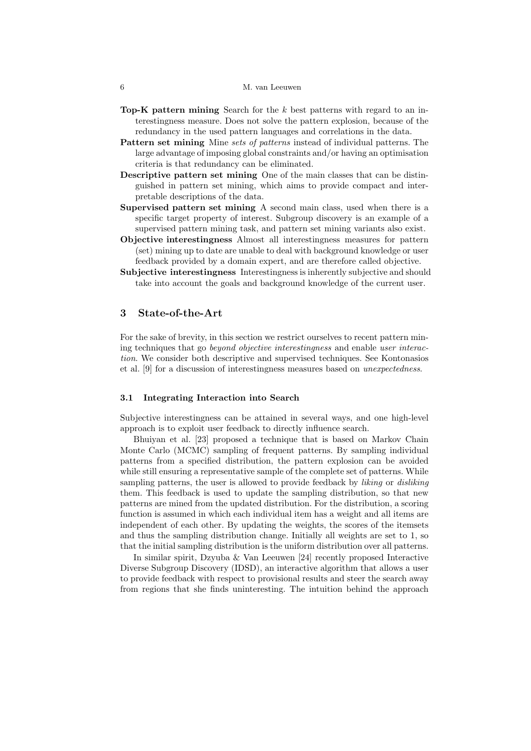**Top-K pattern mining** Search for the $k$ best patterns with regard to an interestingness measure. Does not solve the pattern explosion, because of the redundancy in the used pattern languages and correlations in the data.

**Pattern set mining** Mine *sets of patterns* instead of individual patterns. The large advantage of imposing global constraints and/or having an optimisation criteria is that redundancy can be eliminated.

**Descriptive pattern set mining** One of the main classes that can be distinguished in pattern set mining, which aims to provide compact and interpretable descriptions of the data.

**Supervised pattern set mining** A second main class, used when there is a specific target property of interest. Subgroup discovery is an example of a supervised pattern mining task, and pattern set mining variants also exist.

**Objective interestingness** Almost all interestingness measures for pattern (set) mining up to date are unable to deal with background knowledge or user feedback provided by a domain expert, and are therefore called objective.

**Subjective interestingness** Interestingness is inherently subjective and should take into account the goals and background knowledge of the current user.

## 3 State-of-the-Art

For the sake of brevity, in this section we restrict ourselves to recent pattern mining techniques that go *beyond objective interestingness* and enable *user interaction*. We consider both descriptive and supervised techniques. See Kontonasios et al. [9] for a discussion of interestingness measures based on *unexpectedness*.

### 3.1 Integrating Interaction into Search

Subjective interestingness can be attained in several ways, and one high-level approach is to exploit user feedback to directly influence search.

Bhuiyan et al. [23] proposed a technique that is based on Markov Chain Monte Carlo (MCMC) sampling of frequent patterns. By sampling individual patterns from a specified distribution, the pattern explosion can be avoided while still ensuring a representative sample of the complete set of patterns. While sampling patterns, the user is allowed to provide feedback by *liking* or *disliking* them. This feedback is used to update the sampling distribution, so that new patterns are mined from the updated distribution. For the distribution, a scoring function is assumed in which each individual item has a weight and all items are independent of each other. By updating the weights, the scores of the itemsets and thus the sampling distribution change. Initially all weights are set to 1, so that the initial sampling distribution is the uniform distribution over all patterns.

In similar spirit, Dzyuba & Van Leeuwen [24] recently proposed Interactive Diverse Subgroup Discovery (IDSD), an interactive algorithm that allows a user to provide feedback with respect to provisional results and steer the search away from regions that she finds uninteresting. The intuition behind the approach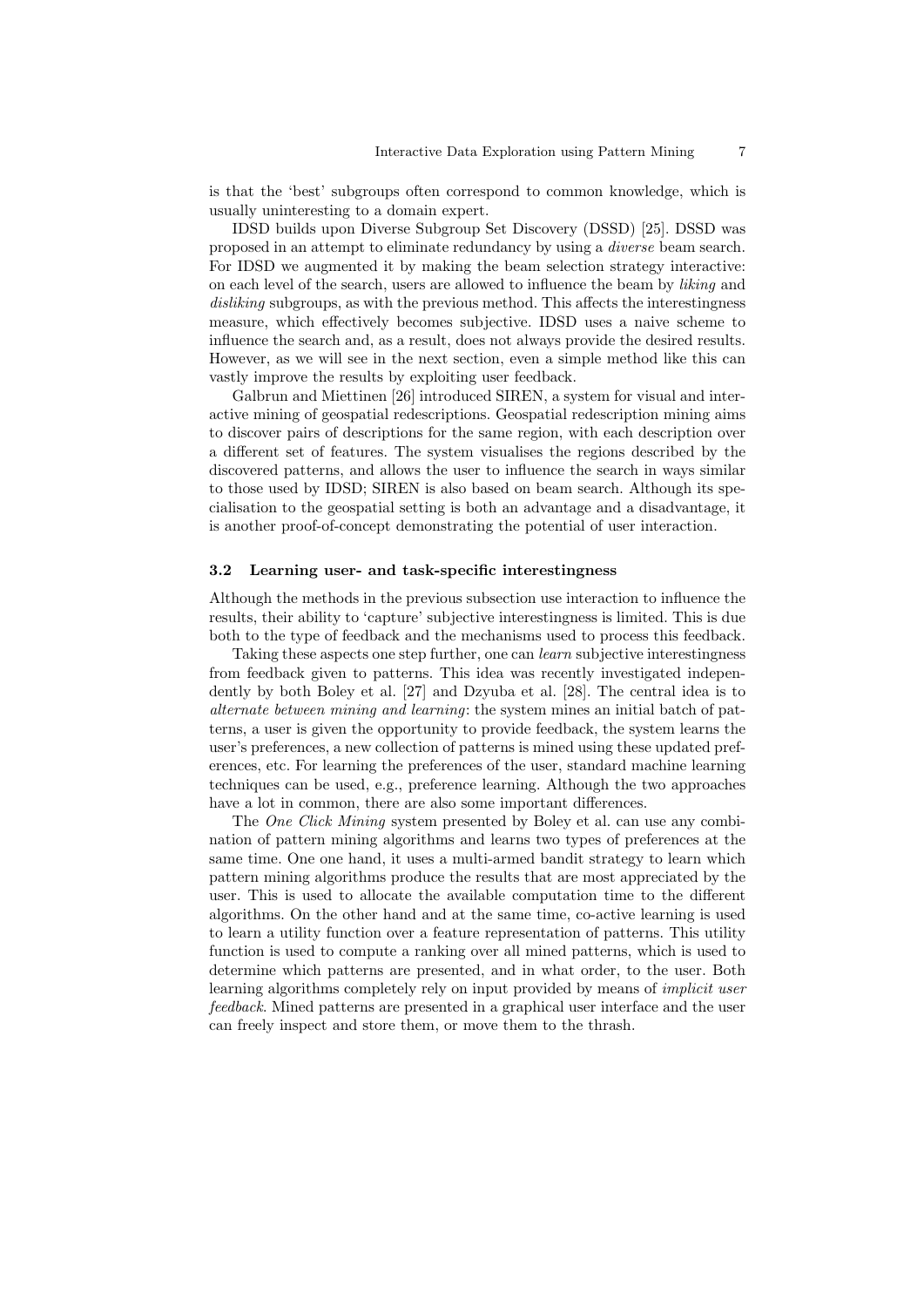is that the 'best' subgroups often correspond to common knowledge, which is usually uninteresting to a domain expert.

IDSD builds upon Diverse Subgroup Set Discovery (DSSD) [25]. DSSD was proposed in an attempt to eliminate redundancy by using a *diverse* beam search. For IDSD we augmented it by making the beam selection strategy interactive: on each level of the search, users are allowed to influence the beam by *liking* and *disliking* subgroups, as with the previous method. This affects the interestingness measure, which effectively becomes subjective. IDSD uses a naive scheme to influence the search and, as a result, does not always provide the desired results. However, as we will see in the next section, even a simple method like this can vastly improve the results by exploiting user feedback.

Galbrun and Miettinen [26] introduced SIREN, a system for visual and interactive mining of geospatial redescriptions. Geospatial redescription mining aims to discover pairs of descriptions for the same region, with each description over a different set of features. The system visualises the regions described by the discovered patterns, and allows the user to influence the search in ways similar to those used by IDSD; SIREN is also based on beam search. Although its specialisation to the geospatial setting is both an advantage and a disadvantage, it is another proof-of-concept demonstrating the potential of user interaction.

### 3.2 Learning user- and task-specific interestingness

Although the methods in the previous subsection use interaction to influence the results, their ability to 'capture' subjective interestingness is limited. This is due both to the type of feedback and the mechanisms used to process this feedback.

Taking these aspects one step further, one can *learn* subjective interestingness from feedback given to patterns. This idea was recently investigated independently by both Boley et al. [27] and Dzyuba et al. [28]. The central idea is to *alternate between mining and learning*: the system mines an initial batch of patterns, a user is given the opportunity to provide feedback, the system learns the user's preferences, a new collection of patterns is mined using these updated preferences, etc. For learning the preferences of the user, standard machine learning techniques can be used, e.g., preference learning. Although the two approaches have a lot in common, there are also some important differences.

The *One Click Mining* system presented by Boley et al. can use any combination of pattern mining algorithms and learns two types of preferences at the same time. One one hand, it uses a multi-armed bandit strategy to learn which pattern mining algorithms produce the results that are most appreciated by the user. This is used to allocate the available computation time to the different algorithms. On the other hand and at the same time, co-active learning is used to learn a utility function over a feature representation of patterns. This utility function is used to compute a ranking over all mined patterns, which is used to determine which patterns are presented, and in what order, to the user. Both learning algorithms completely rely on input provided by means of *implicit user feedback*. Mined patterns are presented in a graphical user interface and the user can freely inspect and store them, or move them to the thrash.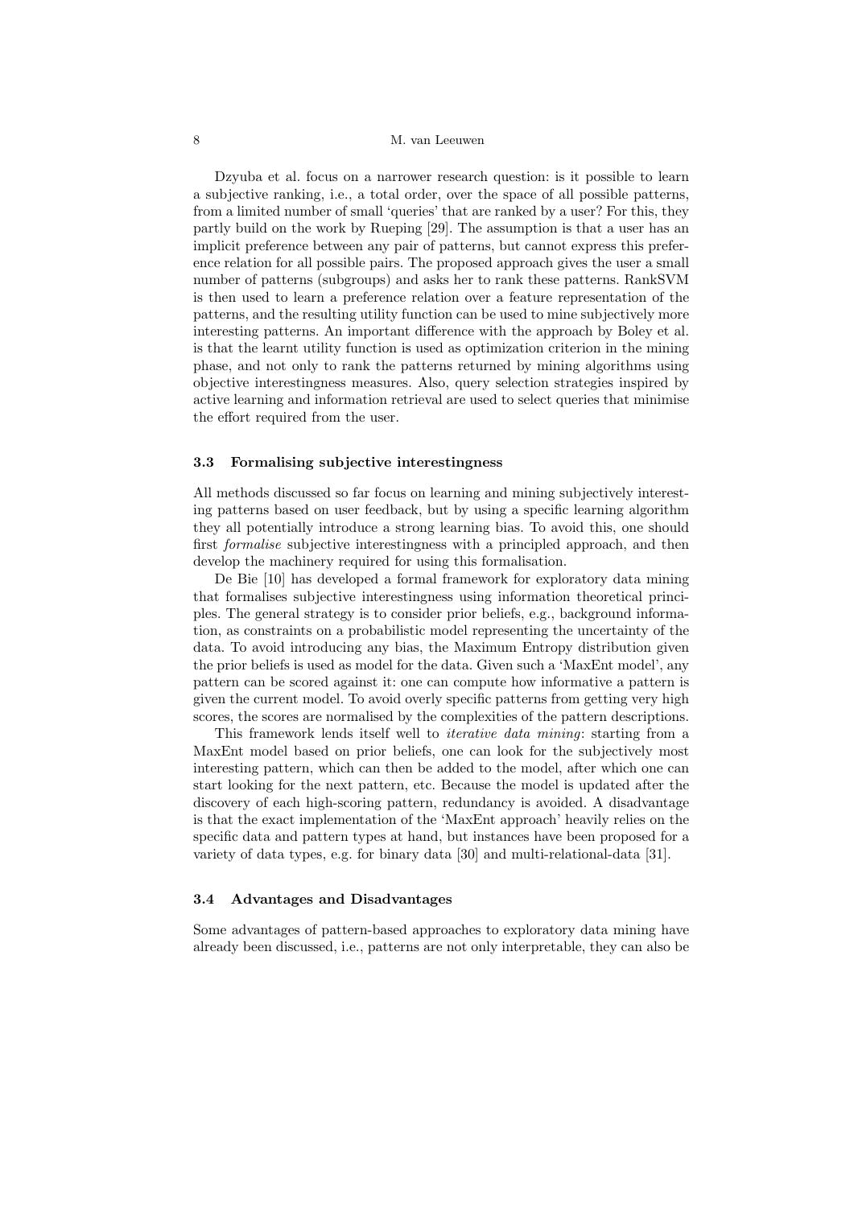Dzyuba et al. focus on a narrower research question: is it possible to learn a subjective ranking, i.e., a total order, over the space of all possible patterns, from a limited number of small 'queries' that are ranked by a user? For this, they partly build on the work by Rueping [29]. The assumption is that a user has an implicit preference between any pair of patterns, but cannot express this preference relation for all possible pairs. The proposed approach gives the user a small number of patterns (subgroups) and asks her to rank these patterns. RankSVM is then used to learn a preference relation over a feature representation of the patterns, and the resulting utility function can be used to mine subjectively more interesting patterns. An important difference with the approach by Boley et al. is that the learnt utility function is used as optimization criterion in the mining phase, and not only to rank the patterns returned by mining algorithms using objective interestingness measures. Also, query selection strategies inspired by active learning and information retrieval are used to select queries that minimise the effort required from the user.

### 3.3 Formalising subjective interestingness

All methods discussed so far focus on learning and mining subjectively interesting patterns based on user feedback, but by using a specific learning algorithm they all potentially introduce a strong learning bias. To avoid this, one should first *formalise* subjective interestingness with a principled approach, and then develop the machinery required for using this formalisation.

De Bie [10] has developed a formal framework for exploratory data mining that formalises subjective interestingness using information theoretical principles. The general strategy is to consider prior beliefs, e.g., background information, as constraints on a probabilistic model representing the uncertainty of the data. To avoid introducing any bias, the Maximum Entropy distribution given the prior beliefs is used as model for the data. Given such a 'MaxEnt model', any pattern can be scored against it: one can compute how informative a pattern is given the current model. To avoid overly specific patterns from getting very high scores, the scores are normalised by the complexities of the pattern descriptions.

This framework lends itself well to *iterative data mining*: starting from a MaxEnt model based on prior beliefs, one can look for the subjectively most interesting pattern, which can then be added to the model, after which one can start looking for the next pattern, etc. Because the model is updated after the discovery of each high-scoring pattern, redundancy is avoided. A disadvantage is that the exact implementation of the 'MaxEnt approach' heavily relies on the specific data and pattern types at hand, but instances have been proposed for a variety of data types, e.g. for binary data [30] and multi-relational-data [31].

### 3.4 Advantages and Disadvantages

Some advantages of pattern-based approaches to exploratory data mining have already been discussed, i.e., patterns are not only interpretable, they can also be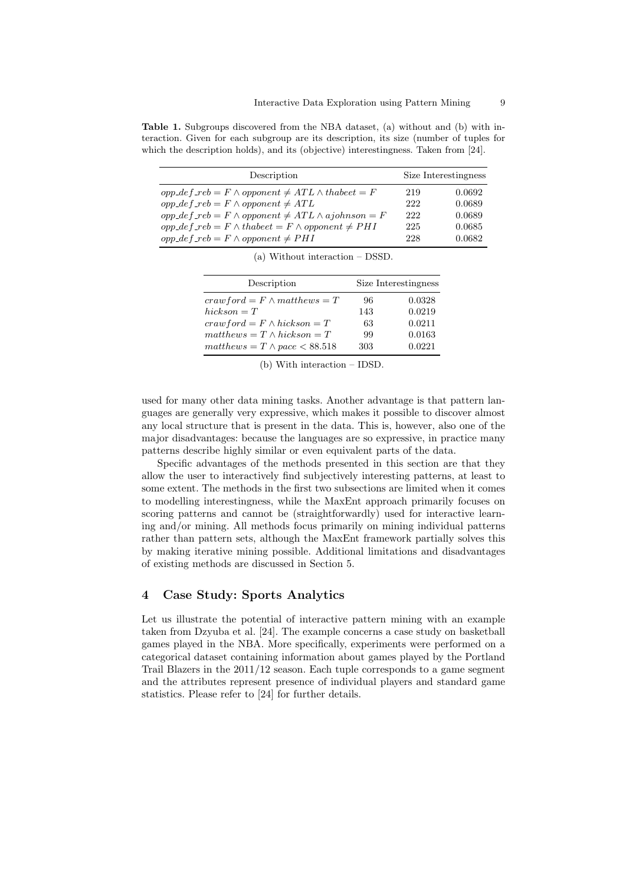**Table 1.** Subgroups discovered from the NBA dataset, (a) without and (b) with interaction. Given for each subgroup are its description, its size (number of tuples for which the description holds), and its (objective) interestingness. Taken from [24].

| Description | Size | Interestingness |
|---|---|---|
| $opp\_def\_reb = F \wedge opponent \neq ATL \wedge thabeet = F$ | 219 | 0.0692 |
| $opp\_def\_reb = F \wedge opponent \neq ATL$ | 222 | 0.0689 |
| $opp\_def\_reb = F \wedge opponent \neq ATL \wedge ajohnson = F$ | 222 | 0.0689 |
| $opp\_def\_reb = F \wedge thabeet = F \wedge opponent \neq PHI$ | 225 | 0.0685 |
| $opp\_def\_reb = F \wedge opponent \neq PHI$ | 228 | 0.0682 |

(a) Without interaction – DSSD.

| Description | Size | Interestingness |
|---|---|---|
| $crawford = F \wedge matthews = T$ | 96 | 0.0328 |
| $hickson = T$ | 143 | 0.0219 |
| $crawford = F \wedge hickson = T$ | 63 | 0.0211 |
| $matthews = T \wedge hickson = T$ | 99 | 0.0163 |
| $matthews = T \wedge pace < 88.518$ | 303 | 0.0221 |

(b) With interaction – IDSD.

used for many other data mining tasks. Another advantage is that pattern languages are generally very expressive, which makes it possible to discover almost any local structure that is present in the data. This is, however, also one of the major disadvantages: because the languages are so expressive, in practice many patterns describe highly similar or even equivalent parts of the data.

Specific advantages of the methods presented in this section are that they allow the user to interactively find subjectively interesting patterns, at least to some extent. The methods in the first two subsections are limited when it comes to modelling interestingness, while the MaxEnt approach primarily focuses on scoring patterns and cannot be (straightforwardly) used for interactive learning and/or mining. All methods focus primarily on mining individual patterns rather than pattern sets, although the MaxEnt framework partially solves this by making iterative mining possible. Additional limitations and disadvantages of existing methods are discussed in Section 5.

## 4 Case Study: Sports Analytics

Let us illustrate the potential of interactive pattern mining with an example taken from Dzyuba et al. [24]. The example concerns a case study on basketball games played in the NBA. More specifically, experiments were performed on a categorical dataset containing information about games played by the Portland Trail Blazers in the 2011/12 season. Each tuple corresponds to a game segment and the attributes represent presence of individual players and standard game statistics. Please refer to [24] for further details.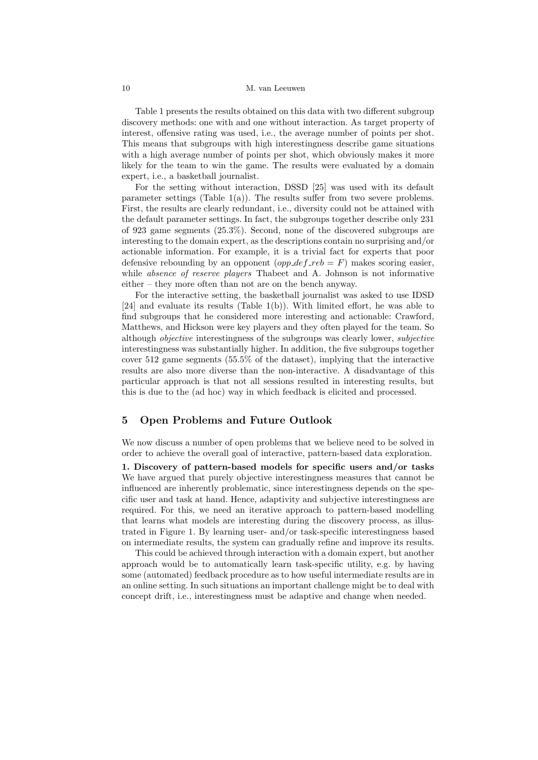Table 1 presents the results obtained on this data with two different subgroup discovery methods: one with and one without interaction. As target property of interest, offensive rating was used, i.e., the average number of points per shot. This means that subgroups with high interestingness describe game situations with a high average number of points per shot, which obviously makes it more likely for the team to win the game. The results were evaluated by a domain expert, i.e., a basketball journalist.

For the setting without interaction, DSSD [25] was used with its default parameter settings (Table 1(a)). The results suffer from two severe problems. First, the results are clearly redundant, i.e., diversity could not be attained with the default parameter settings. In fact, the subgroups together describe only 231 of 923 game segments (25.3%). Second, none of the discovered subgroups are interesting to the domain expert, as the descriptions contain no surprising and/or actionable information. For example, it is a trivial fact for experts that poor defensive rebounding by an opponent ($opp\_def\_reb = F$) makes scoring easier, while *absence of reserve players* Thabeet and A. Johnson is not informative either – they more often than not are on the bench anyway.

For the interactive setting, the basketball journalist was asked to use IDSD [24] and evaluate its results (Table 1(b)). With limited effort, he was able to find subgroups that he considered more interesting and actionable: Crawford, Matthews, and Hickson were key players and they often played for the team. So although *objective* interestingness of the subgroups was clearly lower, *subjective* interestingness was substantially higher. In addition, the five subgroups together cover 512 game segments (55.5% of the dataset), implying that the interactive results are also more diverse than the non-interactive. A disadvantage of this particular approach is that not all sessions resulted in interesting results, but this is due to the (ad hoc) way in which feedback is elicited and processed.

## 5 Open Problems and Future Outlook

We now discuss a number of open problems that we believe need to be solved in order to achieve the overall goal of interactive, pattern-based data exploration.

**1. Discovery of pattern-based models for specific users and/or tasks** We have argued that purely objective interestingness measures that cannot be influenced are inherently problematic, since interestingness depends on the specific user and task at hand. Hence, adaptivity and subjective interestingness are required. For this, we need an iterative approach to pattern-based modelling that learns what models are interesting during the discovery process, as illustrated in Figure 1. By learning user- and/or task-specific interestingness based on intermediate results, the system can gradually refine and improve its results.

This could be achieved through interaction with a domain expert, but another approach would be to automatically learn task-specific utility, e.g. by having some (automated) feedback procedure as to how useful intermediate results are in an online setting. In such situations an important challenge might be to deal with concept drift, i.e., interestingness must be adaptive and change when needed.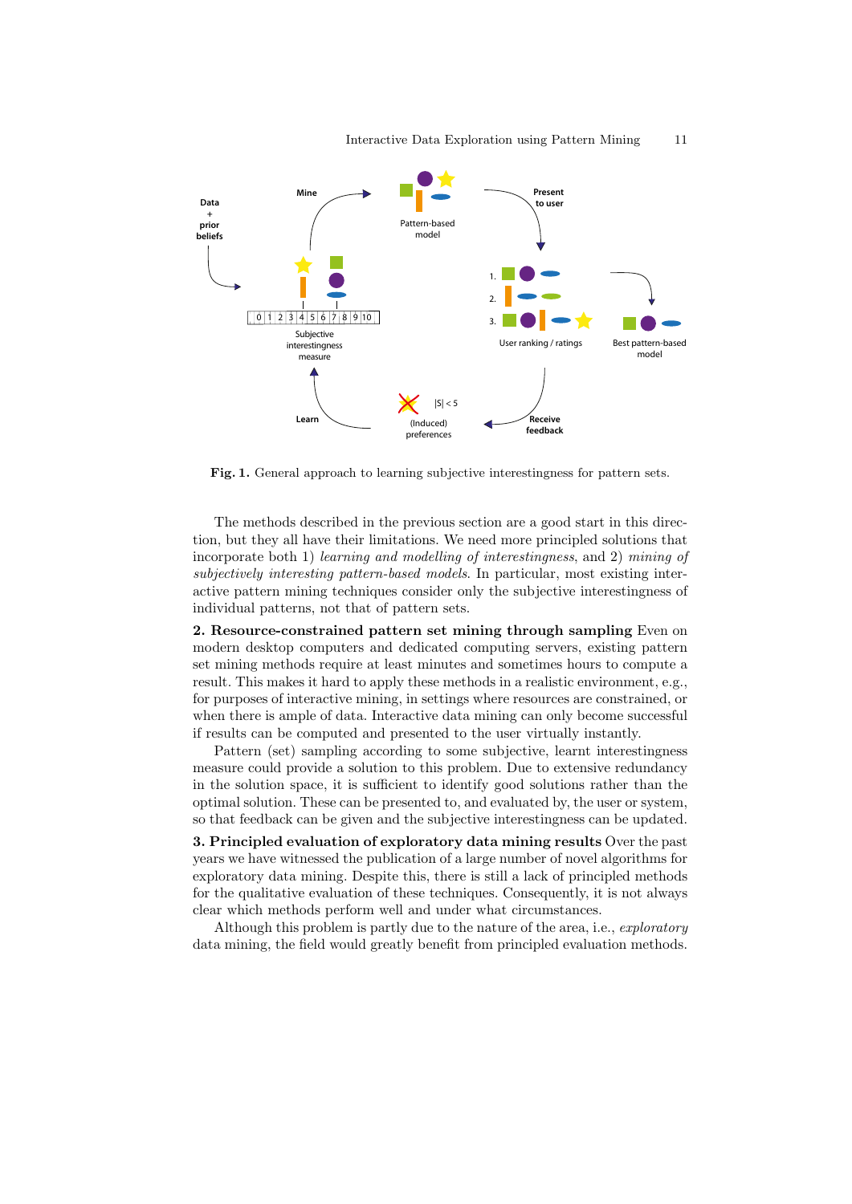**Fig. 1.** General approach to learning subjective interestingness for pattern sets.

The methods described in the previous section are a good start in this direction, but they all have their limitations. We need more principled solutions that incorporate both 1) *learning and modelling of interestingness*, and 2) *mining of subjectively interesting pattern-based models*. In particular, most existing interactive pattern mining techniques consider only the subjective interestingness of individual patterns, not that of pattern sets.

**2. Resource-constrained pattern set mining through sampling** Even on modern desktop computers and dedicated computing servers, existing pattern set mining methods require at least minutes and sometimes hours to compute a result. This makes it hard to apply these methods in a realistic environment, e.g., for purposes of interactive mining, in settings where resources are constrained, or when there is ample of data. Interactive data mining can only become successful if results can be computed and presented to the user virtually instantly.

Pattern (set) sampling according to some subjective, learnt interestingness measure could provide a solution to this problem. Due to extensive redundancy in the solution space, it is sufficient to identify good solutions rather than the optimal solution. These can be presented to, and evaluated by, the user or system, so that feedback can be given and the subjective interestingness can be updated.

**3. Principled evaluation of exploratory data mining results** Over the past years we have witnessed the publication of a large number of novel algorithms for exploratory data mining. Despite this, there is still a lack of principled methods for the qualitative evaluation of these techniques. Consequently, it is not always clear which methods perform well and under what circumstances.

Although this problem is partly due to the nature of the area, i.e., *exploratory* data mining, the field would greatly benefit from principled evaluation methods.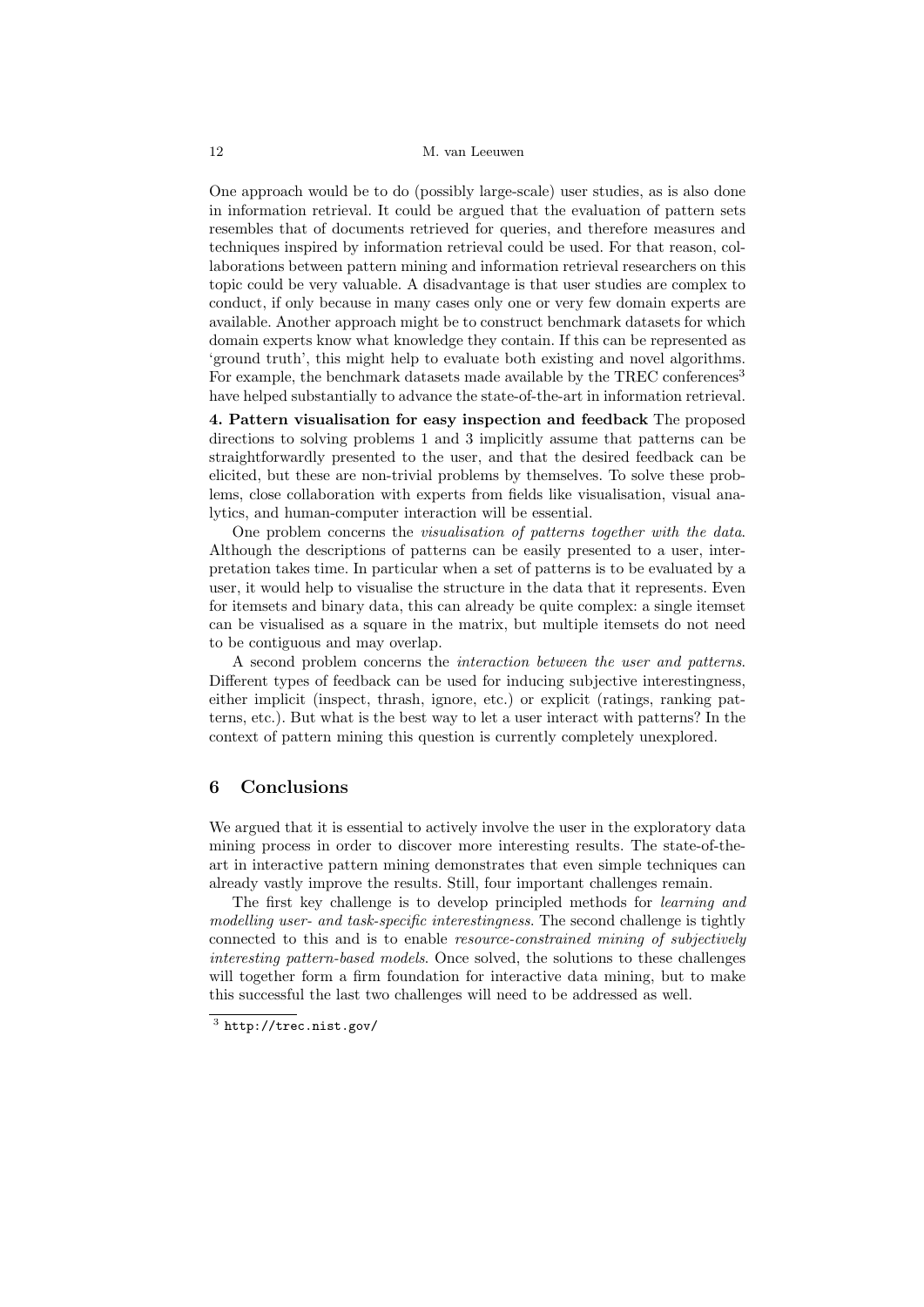One approach would be to do (possibly large-scale) user studies, as is also done in information retrieval. It could be argued that the evaluation of pattern sets resembles that of documents retrieved for queries, and therefore measures and techniques inspired by information retrieval could be used. For that reason, collaborations between pattern mining and information retrieval researchers on this topic could be very valuable. A disadvantage is that user studies are complex to conduct, if only because in many cases only one or very few domain experts are available. Another approach might be to construct benchmark datasets for which domain experts know what knowledge they contain. If this can be represented as 'ground truth', this might help to evaluate both existing and novel algorithms. For example, the benchmark datasets made available by the TREC conferences[3] have helped substantially to advance the state-of-the-art in information retrieval.

**4. Pattern visualisation for easy inspection and feedback** The proposed directions to solving problems 1 and 3 implicitly assume that patterns can be straightforwardly presented to the user, and that the desired feedback can be elicited, but these are non-trivial problems by themselves. To solve these problems, close collaboration with experts from fields like visualisation, visual analytics, and human-computer interaction will be essential.

One problem concerns the *visualisation of patterns together with the data*. Although the descriptions of patterns can be easily presented to a user, interpretation takes time. In particular when a set of patterns is to be evaluated by a user, it would help to visualise the structure in the data that it represents. Even for itemsets and binary data, this can already be quite complex: a single itemset can be visualised as a square in the matrix, but multiple itemsets do not need to be contiguous and may overlap.

A second problem concerns the *interaction between the user and patterns*. Different types of feedback can be used for inducing subjective interestingness, either implicit (inspect, thrash, ignore, etc.) or explicit (ratings, ranking patterns, etc.). But what is the best way to let a user interact with patterns? In the context of pattern mining this question is currently completely unexplored.

## 6 Conclusions

We argued that it is essential to actively involve the user in the exploratory data mining process in order to discover more interesting results. The state-of-the-art in interactive pattern mining demonstrates that even simple techniques can already vastly improve the results. Still, four important challenges remain.

The first key challenge is to develop principled methods for *learning and modelling user- and task-specific interestingness*. The second challenge is tightly connected to this and is to enable *resource-constrained mining of subjectively interesting pattern-based models*. Once solved, the solutions to these challenges will together form a firm foundation for interactive data mining, but to make this successful the last two challenges will need to be addressed as well.

[3] http://trec.nist.gov/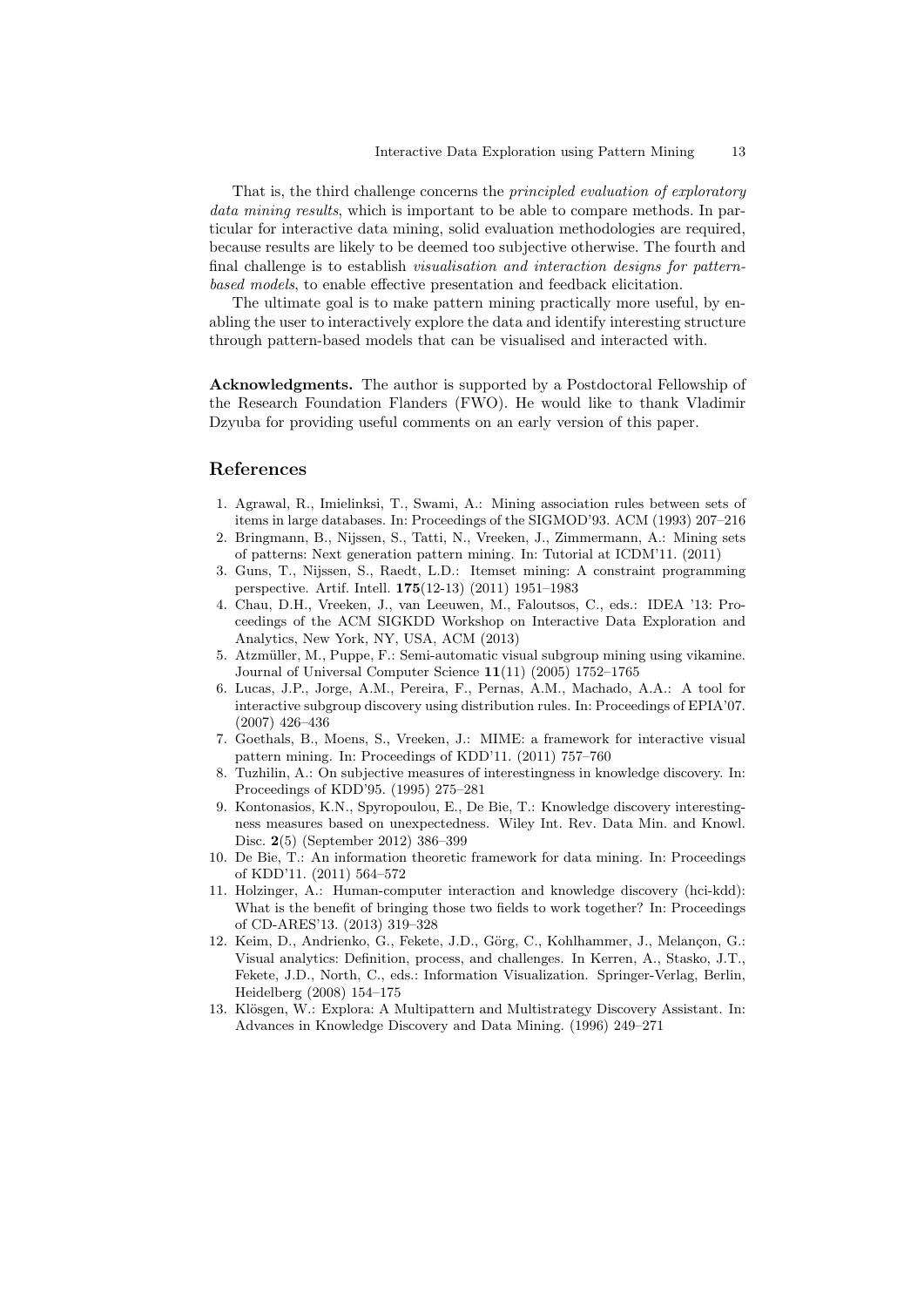That is, the third challenge concerns the *principled evaluation of exploratory data mining results*, which is important to be able to compare methods. In particular for interactive data mining, solid evaluation methodologies are required, because results are likely to be deemed too subjective otherwise. The fourth and final challenge is to establish *visualisation and interaction designs for pattern-based models*, to enable effective presentation and feedback elicitation.

The ultimate goal is to make pattern mining practically more useful, by enabling the user to interactively explore the data and identify interesting structure through pattern-based models that can be visualised and interacted with.

**Acknowledgments.** The author is supported by a Postdoctoral Fellowship of the Research Foundation Flanders (FWO). He would like to thank Vladimir Dzyuba for providing useful comments on an early version of this paper.

## References

1. Agrawal, R., Imielinksi, T., Swami, A.: Mining association rules between sets of items in large databases. In: Proceedings of the SIGMOD'93. ACM (1993) 207–216
2. Bringmann, B., Nijssen, S., Tatti, N., Vreeken, J., Zimmermann, A.: Mining sets of patterns: Next generation pattern mining. In: Tutorial at ICDM'11. (2011)
3. Guns, T., Nijssen, S., Raedt, L.D.: Itemset mining: A constraint programming perspective. Artif. Intell. **175**(12-13) (2011) 1951–1983
4. Chau, D.H., Vreeken, J., van Leeuwen, M., Faloutsos, C., eds.: IDEA '13: Proceedings of the ACM SIGKDD Workshop on Interactive Data Exploration and Analytics, New York, NY, USA, ACM (2013)
5. Atzmüller, M., Puppe, F.: Semi-automatic visual subgroup mining using vikamine. Journal of Universal Computer Science **11**(11) (2005) 1752–1765
6. Lucas, J.P., Jorge, A.M., Pereira, F., Pernas, A.M., Machado, A.A.: A tool for interactive subgroup discovery using distribution rules. In: Proceedings of EPIA'07. (2007) 426–436
7. Goethals, B., Moens, S., Vreeken, J.: MIME: a framework for interactive visual pattern mining. In: Proceedings of KDD'11. (2011) 757–760
8. Tuzhilin, A.: On subjective measures of interestingness in knowledge discovery. In: Proceedings of KDD'95. (1995) 275–281
9. Kontonasios, K.N., Spyropoulou, E., De Bie, T.: Knowledge discovery interestingness measures based on unexpectedness. Wiley Int. Rev. Data Min. and Knowl. Disc. **2**(5) (September 2012) 386–399
10. De Bie, T.: An information theoretic framework for data mining. In: Proceedings of KDD'11. (2011) 564–572
11. Holzinger, A.: Human-computer interaction and knowledge discovery (hci-kdd): What is the benefit of bringing those two fields to work together? In: Proceedings of CD-ARES'13. (2013) 319–328
12. Keim, D., Andrienko, G., Fekete, J.D., Görg, C., Kohlhammer, J., Melançon, G.: Visual analytics: Definition, process, and challenges. In Kerren, A., Stasko, J.T., Fekete, J.D., North, C., eds.: Information Visualization. Springer-Verlag, Berlin, Heidelberg (2008) 154–175
13. Klösgen, W.: Explora: A Multipattern and Multistrategy Discovery Assistant. In: Advances in Knowledge Discovery and Data Mining. (1996) 249–271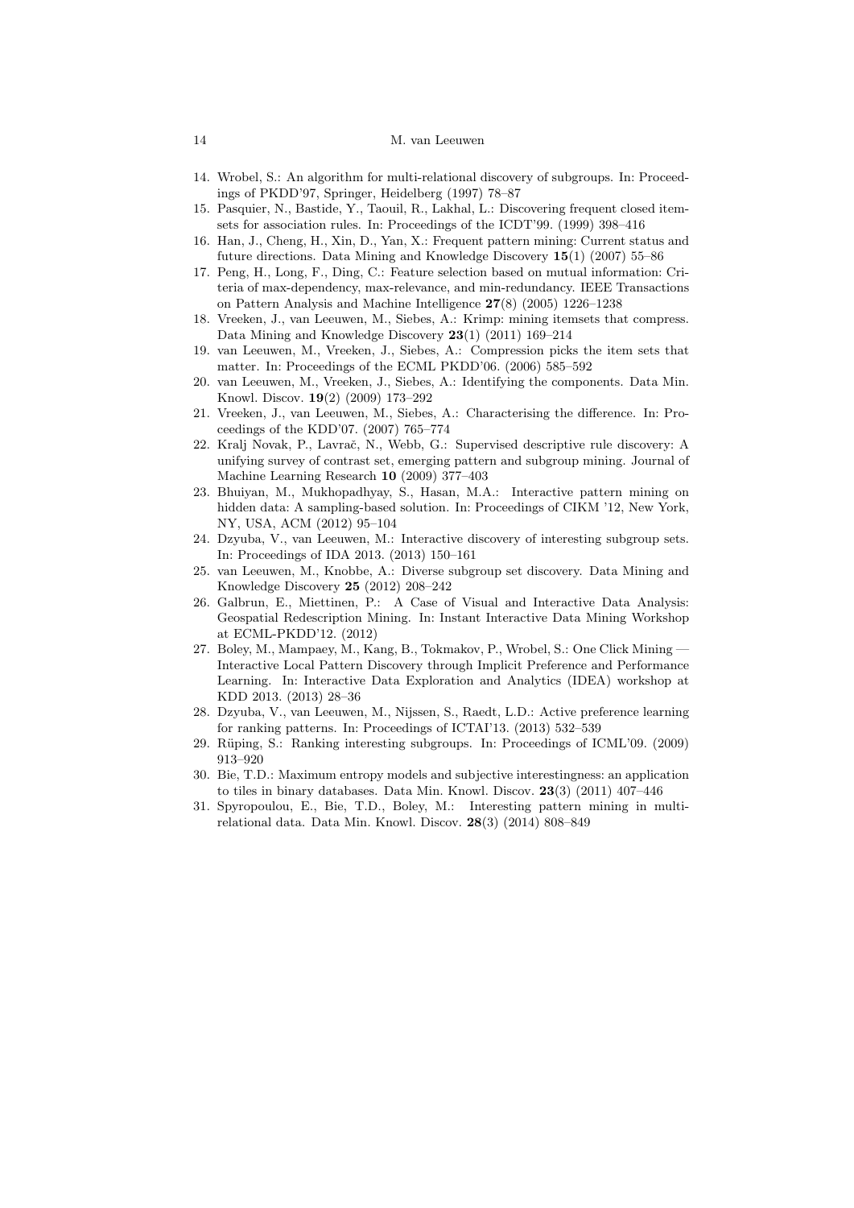14. Wrobel, S.: An algorithm for multi-relational discovery of subgroups. In: Proceedings of PKDD'97, Springer, Heidelberg (1997) 78–87
15. Pasquier, N., Bastide, Y., Taouil, R., Lakhal, L.: Discovering frequent closed itemsets for association rules. In: Proceedings of the ICDT'99. (1999) 398–416
16. Han, J., Cheng, H., Xin, D., Yan, X.: Frequent pattern mining: Current status and future directions. Data Mining and Knowledge Discovery **15**(1) (2007) 55–86
17. Peng, H., Long, F., Ding, C.: Feature selection based on mutual information: Criteria of max-dependency, max-relevance, and min-redundancy. IEEE Transactions on Pattern Analysis and Machine Intelligence **27**(8) (2005) 1226–1238
18. Vreeken, J., van Leeuwen, M., Siebes, A.: Krimp: mining itemsets that compress. Data Mining and Knowledge Discovery **23**(1) (2011) 169–214
19. van Leeuwen, M., Vreeken, J., Siebes, A.: Compression picks the item sets that matter. In: Proceedings of the ECML PKDD'06. (2006) 585–592
20. van Leeuwen, M., Vreeken, J., Siebes, A.: Identifying the components. Data Min. Knowl. Discov. **19**(2) (2009) 173–292
21. Vreeken, J., van Leeuwen, M., Siebes, A.: Characterising the difference. In: Proceedings of the KDD'07. (2007) 765–774
22. Kralj Novak, P., Lavrač, N., Webb, G.: Supervised descriptive rule discovery: A unifying survey of contrast set, emerging pattern and subgroup mining. Journal of Machine Learning Research **10** (2009) 377–403
23. Bhuiyan, M., Mukhopadhyay, S., Hasan, M.A.: Interactive pattern mining on hidden data: A sampling-based solution. In: Proceedings of CIKM '12, New York, NY, USA, ACM (2012) 95–104
24. Dzyuba, V., van Leeuwen, M.: Interactive discovery of interesting subgroup sets. In: Proceedings of IDA 2013. (2013) 150–161
25. van Leeuwen, M., Knobbe, A.: Diverse subgroup set discovery. Data Mining and Knowledge Discovery **25** (2012) 208–242
26. Galbrun, E., Miettinen, P.: A Case of Visual and Interactive Data Analysis: Geospatial Redescription Mining. In: Instant Interactive Data Mining Workshop at ECML-PKDD'12. (2012)
27. Boley, M., Mampaey, M., Kang, B., Tokmakov, P., Wrobel, S.: One Click Mining — Interactive Local Pattern Discovery through Implicit Preference and Performance Learning. In: Interactive Data Exploration and Analytics (IDEA) workshop at KDD 2013. (2013) 28–36
28. Dzyuba, V., van Leeuwen, M., Nijssen, S., Raedt, L.D.: Active preference learning for ranking patterns. In: Proceedings of ICTAI'13. (2013) 532–539
29. Rüping, S.: Ranking interesting subgroups. In: Proceedings of ICML'09. (2009) 913–920
30. Bie, T.D.: Maximum entropy models and subjective interestingness: an application to tiles in binary databases. Data Min. Knowl. Discov. **23**(3) (2011) 407–446
31. Spyropoulou, E., Bie, T.D., Boley, M.: Interesting pattern mining in multi-relational data. Data Min. Knowl. Discov. **28**(3) (2014) 808–849